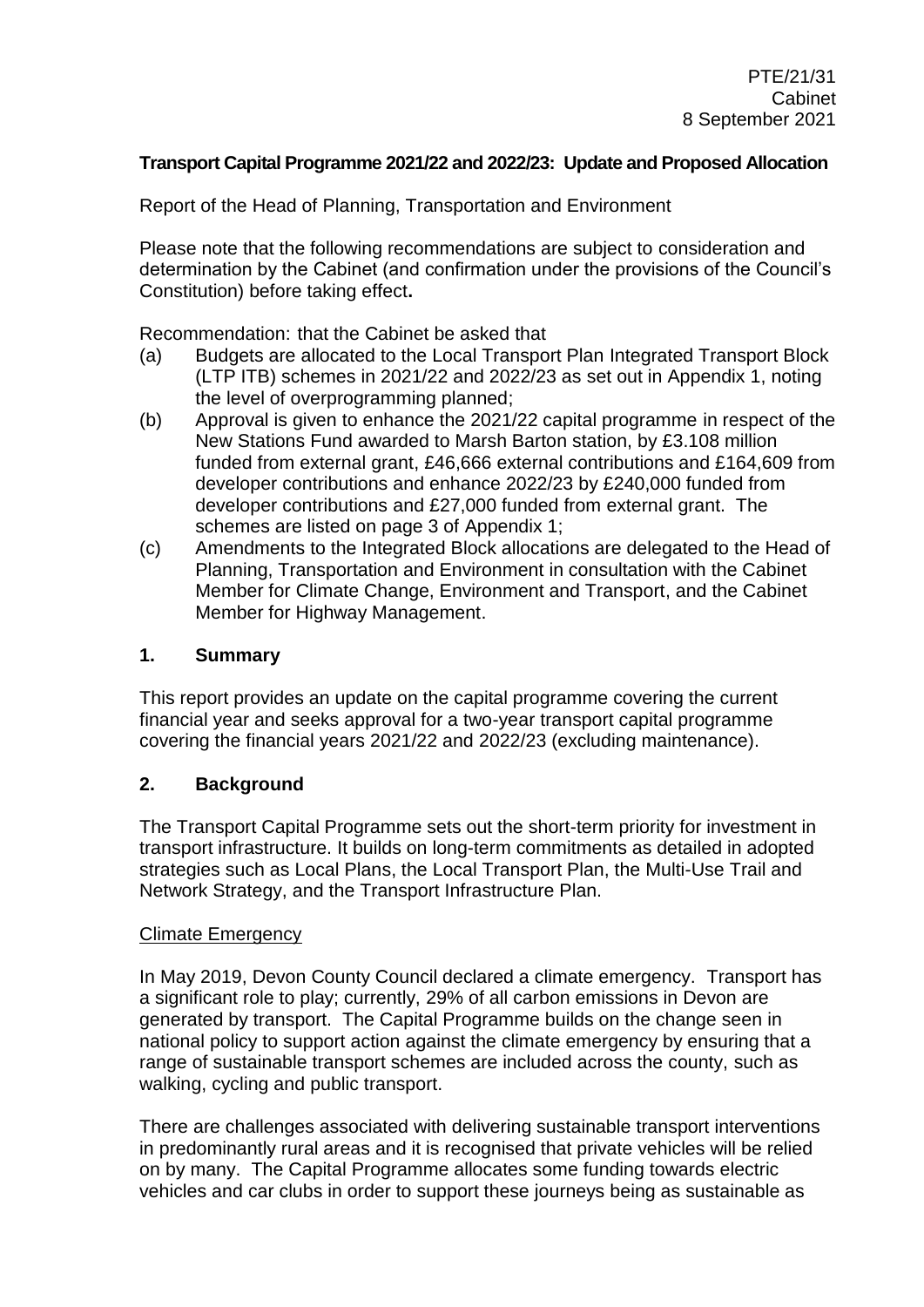PTE/21/31
Cabinet
8 September 2021

**Transport Capital Programme 2021/22 and 2022/23: Update and Proposed Allocation**

Report of the Head of Planning, Transportation and Environment

Please note that the following recommendations are subject to consideration and determination by the Cabinet (and confirmation under the provisions of the Council's Constitution) before taking effect**.**

Recommendation: that the Cabinet be asked that

(a) Budgets are allocated to the Local Transport Plan Integrated Transport Block (LTP ITB) schemes in 2021/22 and 2022/23 as set out in Appendix 1, noting the level of overprogramming planned;

(b) Approval is given to enhance the 2021/22 capital programme in respect of the New Stations Fund awarded to Marsh Barton station, by £3.108 million funded from external grant, £46,666 external contributions and £164,609 from developer contributions and enhance 2022/23 by £240,000 funded from developer contributions and £27,000 funded from external grant. The schemes are listed on page 3 of Appendix 1;

(c) Amendments to the Integrated Block allocations are delegated to the Head of Planning, Transportation and Environment in consultation with the Cabinet Member for Climate Change, Environment and Transport, and the Cabinet Member for Highway Management.

## 1. Summary

This report provides an update on the capital programme covering the current financial year and seeks approval for a two-year transport capital programme covering the financial years 2021/22 and 2022/23 (excluding maintenance).

## 2. Background

The Transport Capital Programme sets out the short-term priority for investment in transport infrastructure. It builds on long-term commitments as detailed in adopted strategies such as Local Plans, the Local Transport Plan, the Multi-Use Trail and Network Strategy, and the Transport Infrastructure Plan.

### Climate Emergency

In May 2019, Devon County Council declared a climate emergency. Transport has a significant role to play; currently, 29% of all carbon emissions in Devon are generated by transport. The Capital Programme builds on the change seen in national policy to support action against the climate emergency by ensuring that a range of sustainable transport schemes are included across the county, such as walking, cycling and public transport.

There are challenges associated with delivering sustainable transport interventions in predominantly rural areas and it is recognised that private vehicles will be relied on by many. The Capital Programme allocates some funding towards electric vehicles and car clubs in order to support these journeys being as sustainable as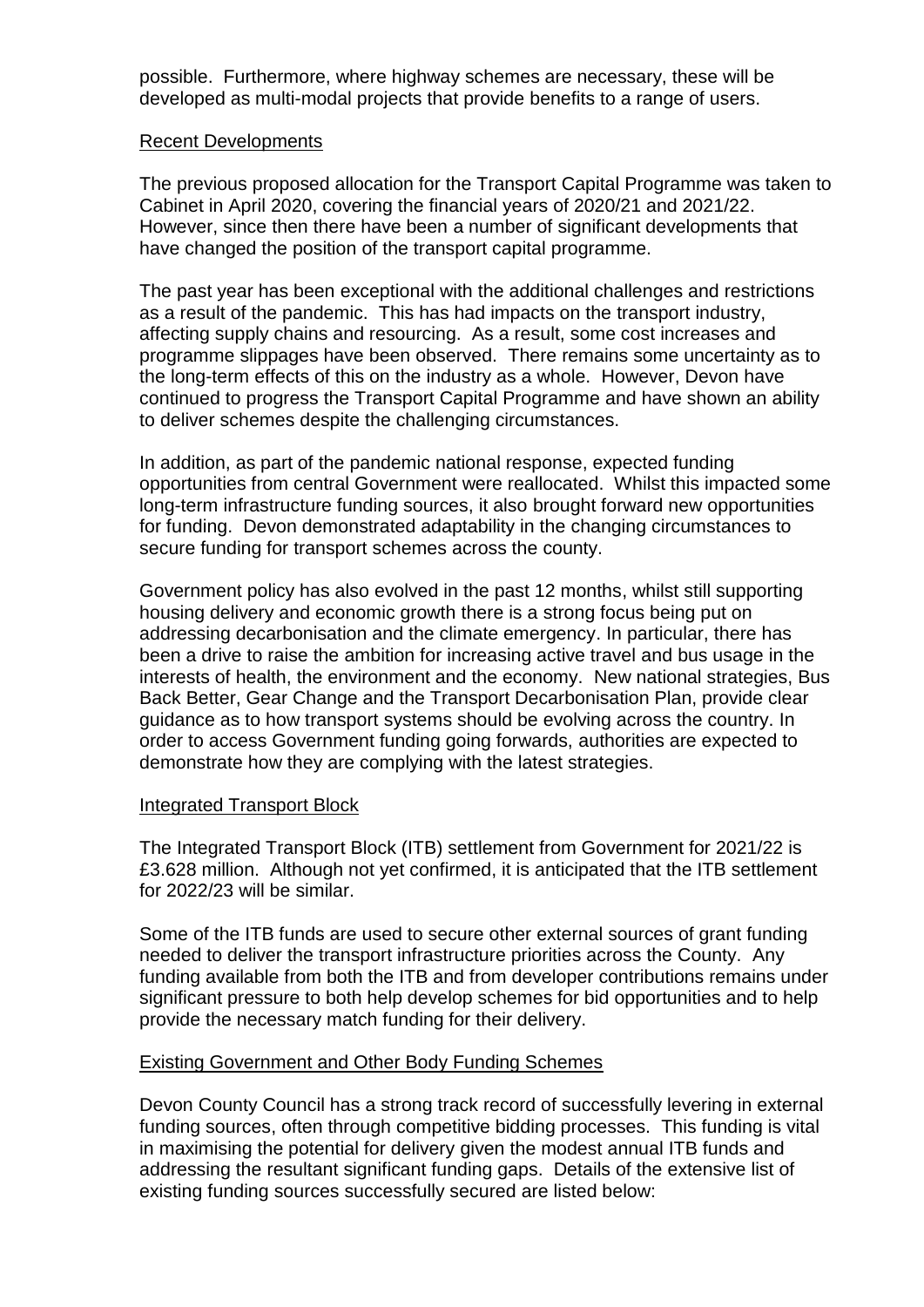possible. Furthermore, where highway schemes are necessary, these will be developed as multi-modal projects that provide benefits to a range of users.

## Recent Developments

The previous proposed allocation for the Transport Capital Programme was taken to Cabinet in April 2020, covering the financial years of 2020/21 and 2021/22. However, since then there have been a number of significant developments that have changed the position of the transport capital programme.

The past year has been exceptional with the additional challenges and restrictions as a result of the pandemic. This has had impacts on the transport industry, affecting supply chains and resourcing. As a result, some cost increases and programme slippages have been observed. There remains some uncertainty as to the long-term effects of this on the industry as a whole. However, Devon have continued to progress the Transport Capital Programme and have shown an ability to deliver schemes despite the challenging circumstances.

In addition, as part of the pandemic national response, expected funding opportunities from central Government were reallocated. Whilst this impacted some long-term infrastructure funding sources, it also brought forward new opportunities for funding. Devon demonstrated adaptability in the changing circumstances to secure funding for transport schemes across the county.

Government policy has also evolved in the past 12 months, whilst still supporting housing delivery and economic growth there is a strong focus being put on addressing decarbonisation and the climate emergency. In particular, there has been a drive to raise the ambition for increasing active travel and bus usage in the interests of health, the environment and the economy. New national strategies, Bus Back Better, Gear Change and the Transport Decarbonisation Plan, provide clear guidance as to how transport systems should be evolving across the country. In order to access Government funding going forwards, authorities are expected to demonstrate how they are complying with the latest strategies.

## Integrated Transport Block

The Integrated Transport Block (ITB) settlement from Government for 2021/22 is £3.628 million. Although not yet confirmed, it is anticipated that the ITB settlement for 2022/23 will be similar.

Some of the ITB funds are used to secure other external sources of grant funding needed to deliver the transport infrastructure priorities across the County. Any funding available from both the ITB and from developer contributions remains under significant pressure to both help develop schemes for bid opportunities and to help provide the necessary match funding for their delivery.

## Existing Government and Other Body Funding Schemes

Devon County Council has a strong track record of successfully levering in external funding sources, often through competitive bidding processes. This funding is vital in maximising the potential for delivery given the modest annual ITB funds and addressing the resultant significant funding gaps. Details of the extensive list of existing funding sources successfully secured are listed below: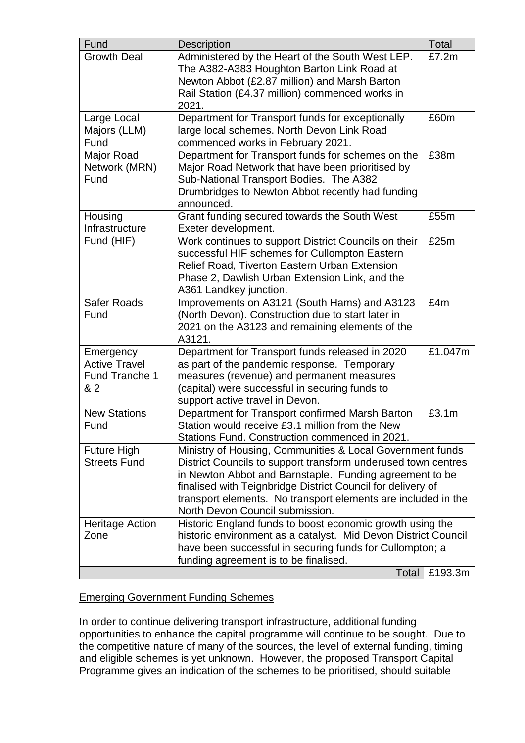| Fund | Description | Total |
|---|---|---|
| Growth Deal | Administered by the Heart of the South West LEP. The A382-A383 Houghton Barton Link Road at Newton Abbot (£2.87 million) and Marsh Barton Rail Station (£4.37 million) commenced works in 2021. | £7.2m |
| Large Local Majors (LLM) Fund | Department for Transport funds for exceptionally large local schemes. North Devon Link Road commenced works in February 2021. | £60m |
| Major Road Network (MRN) Fund | Department for Transport funds for schemes on the Major Road Network that have been prioritised by Sub-National Transport Bodies. The A382 Drumbridges to Newton Abbot recently had funding announced. | £38m |
| Housing Infrastructure Fund (HIF) | Grant funding secured towards the South West Exeter development. | £55m |
| | Work continues to support District Councils on their successful HIF schemes for Cullompton Eastern Relief Road, Tiverton Eastern Urban Extension Phase 2, Dawlish Urban Extension Link, and the A361 Landkey junction. | £25m |
| Safer Roads Fund | Improvements on A3121 (South Hams) and A3123 (North Devon). Construction due to start later in 2021 on the A3123 and remaining elements of the A3121. | £4m |
| Emergency Active Travel Fund Tranche 1 & 2 | Department for Transport funds released in 2020 as part of the pandemic response. Temporary measures (revenue) and permanent measures (capital) were successful in securing funds to support active travel in Devon. | £1.047m |
| New Stations Fund | Department for Transport confirmed Marsh Barton Station would receive £3.1 million from the New Stations Fund. Construction commenced in 2021. | £3.1m |
| Future High Streets Fund | Ministry of Housing, Communities & Local Government funds District Councils to support transform underused town centres in Newton Abbot and Barnstaple. Funding agreement to be finalised with Teignbridge District Council for delivery of transport elements. No transport elements are included in the North Devon Council submission. | |
| Heritage Action Zone | Historic England funds to boost economic growth using the historic environment as a catalyst. Mid Devon District Council have been successful in securing funds for Cullompton; a funding agreement is to be finalised. | |
| | Total | £193.3m |

<u>Emerging Government Funding Schemes</u>

In order to continue delivering transport infrastructure, additional funding opportunities to enhance the capital programme will continue to be sought. Due to the competitive nature of many of the sources, the level of external funding, timing and eligible schemes is yet unknown. However, the proposed Transport Capital Programme gives an indication of the schemes to be prioritised, should suitable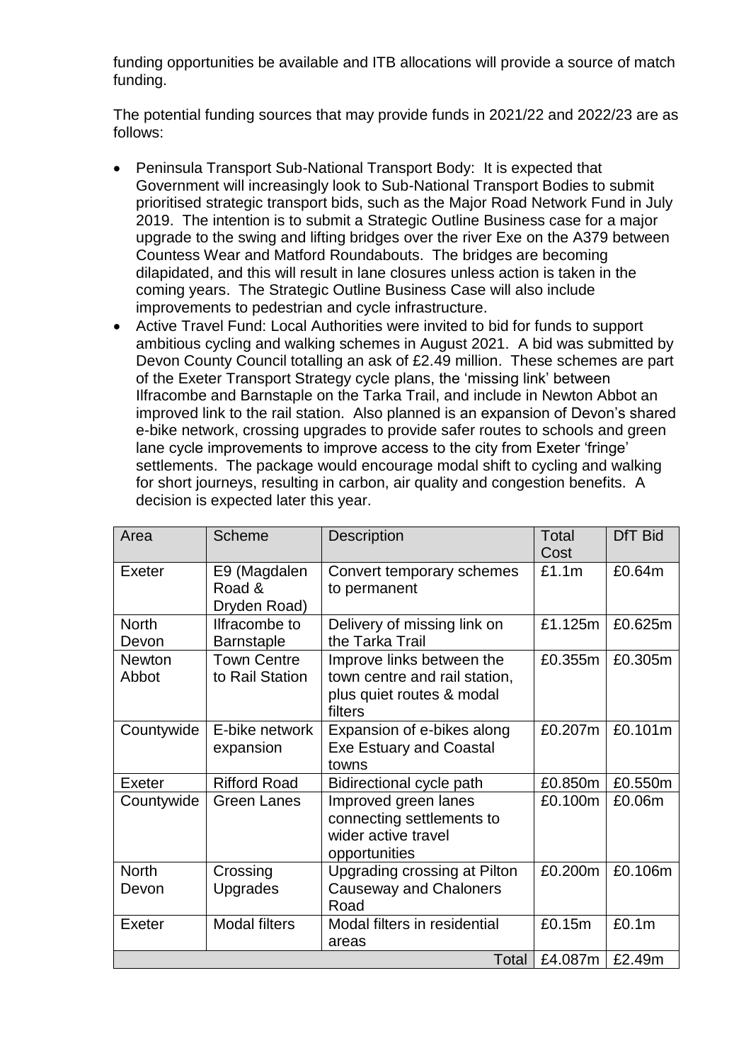funding opportunities be available and ITB allocations will provide a source of match funding.

The potential funding sources that may provide funds in 2021/22 and 2022/23 are as follows:

- Peninsula Transport Sub-National Transport Body: It is expected that Government will increasingly look to Sub-National Transport Bodies to submit prioritised strategic transport bids, such as the Major Road Network Fund in July 2019. The intention is to submit a Strategic Outline Business case for a major upgrade to the swing and lifting bridges over the river Exe on the A379 between Countess Wear and Matford Roundabouts. The bridges are becoming dilapidated, and this will result in lane closures unless action is taken in the coming years. The Strategic Outline Business Case will also include improvements to pedestrian and cycle infrastructure.
- Active Travel Fund: Local Authorities were invited to bid for funds to support ambitious cycling and walking schemes in August 2021. A bid was submitted by Devon County Council totalling an ask of £2.49 million. These schemes are part of the Exeter Transport Strategy cycle plans, the 'missing link' between Ilfracombe and Barnstaple on the Tarka Trail, and include in Newton Abbot an improved link to the rail station. Also planned is an expansion of Devon's shared e-bike network, crossing upgrades to provide safer routes to schools and green lane cycle improvements to improve access to the city from Exeter 'fringe' settlements. The package would encourage modal shift to cycling and walking for short journeys, resulting in carbon, air quality and congestion benefits. A decision is expected later this year.

| Area | Scheme | Description | Total Cost | DfT Bid |
|---|---|---|---|---|
| Exeter | E9 (Magdalen Road & Dryden Road) | Convert temporary schemes to permanent | £1.1m | £0.64m |
| North Devon | Ilfracombe to Barnstaple | Delivery of missing link on the Tarka Trail | £1.125m | £0.625m |
| Newton Abbot | Town Centre to Rail Station | Improve links between the town centre and rail station, plus quiet routes & modal filters | £0.355m | £0.305m |
| Countywide | E-bike network expansion | Expansion of e-bikes along Exe Estuary and Coastal towns | £0.207m | £0.101m |
| Exeter | Rifford Road | Bidirectional cycle path | £0.850m | £0.550m |
| Countywide | Green Lanes | Improved green lanes connecting settlements to wider active travel opportunities | £0.100m | £0.06m |
| North Devon | Crossing Upgrades | Upgrading crossing at Pilton Causeway and Chaloners Road | £0.200m | £0.106m |
| Exeter | Modal filters | Modal filters in residential areas | £0.15m | £0.1m |
| | | Total | £4.087m | £2.49m |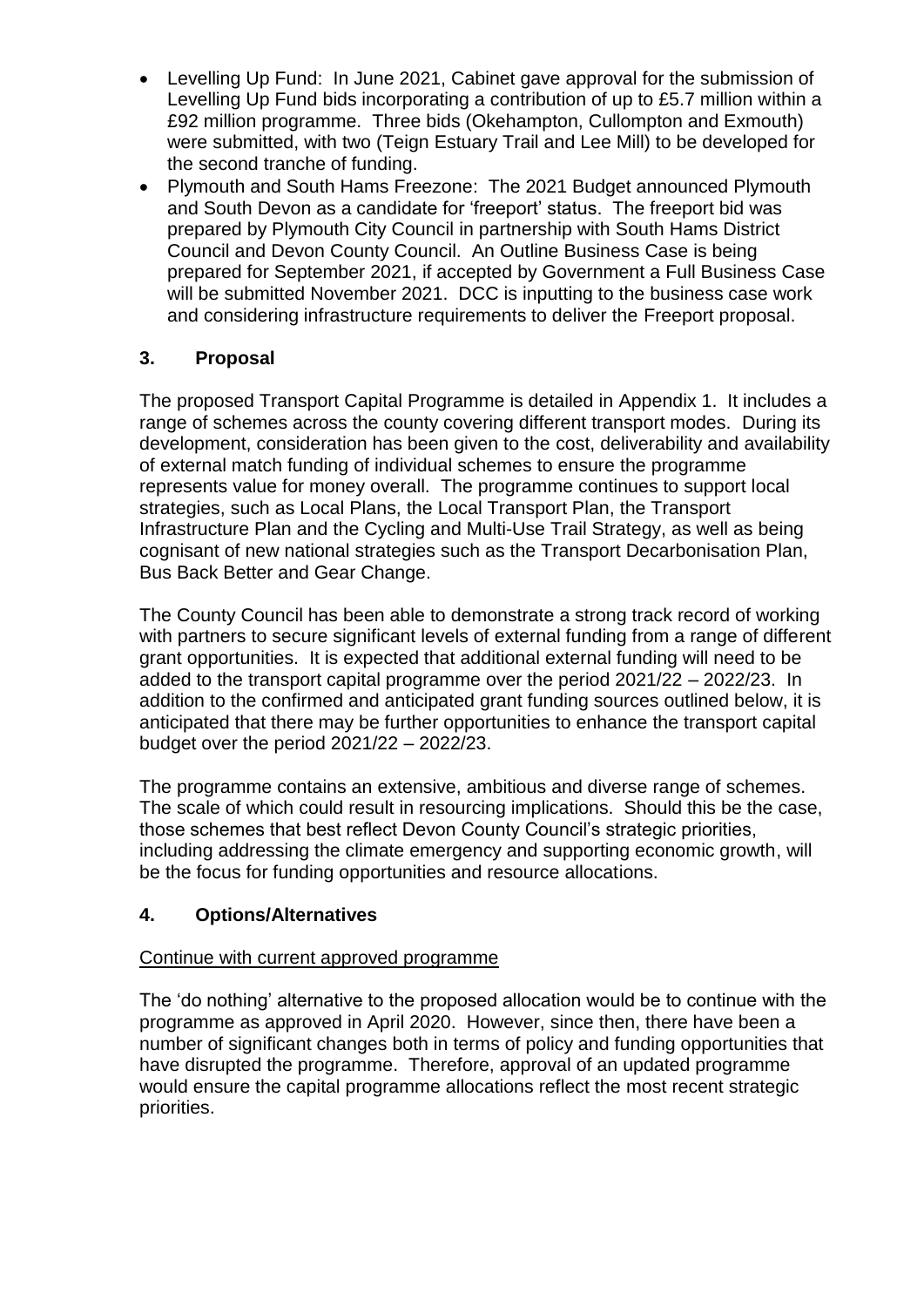- Levelling Up Fund: In June 2021, Cabinet gave approval for the submission of Levelling Up Fund bids incorporating a contribution of up to £5.7 million within a £92 million programme. Three bids (Okehampton, Cullompton and Exmouth) were submitted, with two (Teign Estuary Trail and Lee Mill) to be developed for the second tranche of funding.
- Plymouth and South Hams Freezone: The 2021 Budget announced Plymouth and South Devon as a candidate for 'freeport' status. The freeport bid was prepared by Plymouth City Council in partnership with South Hams District Council and Devon County Council. An Outline Business Case is being prepared for September 2021, if accepted by Government a Full Business Case will be submitted November 2021. DCC is inputting to the business case work and considering infrastructure requirements to deliver the Freeport proposal.

## 3. Proposal

The proposed Transport Capital Programme is detailed in Appendix 1. It includes a range of schemes across the county covering different transport modes. During its development, consideration has been given to the cost, deliverability and availability of external match funding of individual schemes to ensure the programme represents value for money overall. The programme continues to support local strategies, such as Local Plans, the Local Transport Plan, the Transport Infrastructure Plan and the Cycling and Multi-Use Trail Strategy, as well as being cognisant of new national strategies such as the Transport Decarbonisation Plan, Bus Back Better and Gear Change.

The County Council has been able to demonstrate a strong track record of working with partners to secure significant levels of external funding from a range of different grant opportunities. It is expected that additional external funding will need to be added to the transport capital programme over the period 2021/22 – 2022/23. In addition to the confirmed and anticipated grant funding sources outlined below, it is anticipated that there may be further opportunities to enhance the transport capital budget over the period 2021/22 – 2022/23.

The programme contains an extensive, ambitious and diverse range of schemes. The scale of which could result in resourcing implications. Should this be the case, those schemes that best reflect Devon County Council's strategic priorities, including addressing the climate emergency and supporting economic growth, will be the focus for funding opportunities and resource allocations.

## 4. Options/Alternatives

Continue with current approved programme

The 'do nothing' alternative to the proposed allocation would be to continue with the programme as approved in April 2020. However, since then, there have been a number of significant changes both in terms of policy and funding opportunities that have disrupted the programme. Therefore, approval of an updated programme would ensure the capital programme allocations reflect the most recent strategic priorities.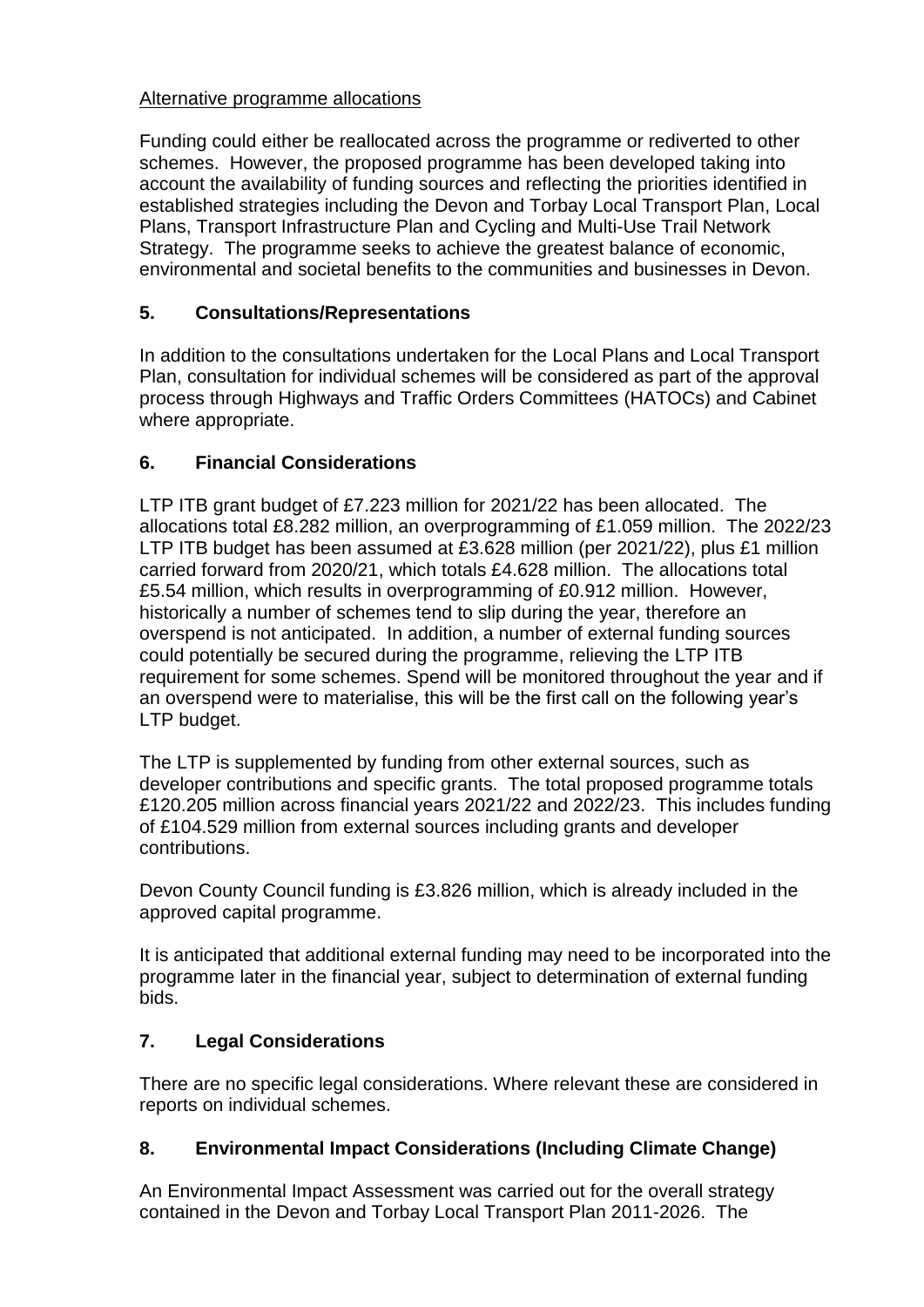Alternative programme allocations

Funding could either be reallocated across the programme or rediverted to other schemes. However, the proposed programme has been developed taking into account the availability of funding sources and reflecting the priorities identified in established strategies including the Devon and Torbay Local Transport Plan, Local Plans, Transport Infrastructure Plan and Cycling and Multi-Use Trail Network Strategy. The programme seeks to achieve the greatest balance of economic, environmental and societal benefits to the communities and businesses in Devon.

## 5. Consultations/Representations

In addition to the consultations undertaken for the Local Plans and Local Transport Plan, consultation for individual schemes will be considered as part of the approval process through Highways and Traffic Orders Committees (HATOCs) and Cabinet where appropriate.

## 6. Financial Considerations

LTP ITB grant budget of £7.223 million for 2021/22 has been allocated. The allocations total £8.282 million, an overprogramming of £1.059 million. The 2022/23 LTP ITB budget has been assumed at £3.628 million (per 2021/22), plus £1 million carried forward from 2020/21, which totals £4.628 million. The allocations total £5.54 million, which results in overprogramming of £0.912 million. However, historically a number of schemes tend to slip during the year, therefore an overspend is not anticipated. In addition, a number of external funding sources could potentially be secured during the programme, relieving the LTP ITB requirement for some schemes. Spend will be monitored throughout the year and if an overspend were to materialise, this will be the first call on the following year's LTP budget.

The LTP is supplemented by funding from other external sources, such as developer contributions and specific grants. The total proposed programme totals £120.205 million across financial years 2021/22 and 2022/23. This includes funding of £104.529 million from external sources including grants and developer contributions.

Devon County Council funding is £3.826 million, which is already included in the approved capital programme.

It is anticipated that additional external funding may need to be incorporated into the programme later in the financial year, subject to determination of external funding bids.

## 7. Legal Considerations

There are no specific legal considerations. Where relevant these are considered in reports on individual schemes.

## 8. Environmental Impact Considerations (Including Climate Change)

An Environmental Impact Assessment was carried out for the overall strategy contained in the Devon and Torbay Local Transport Plan 2011-2026. The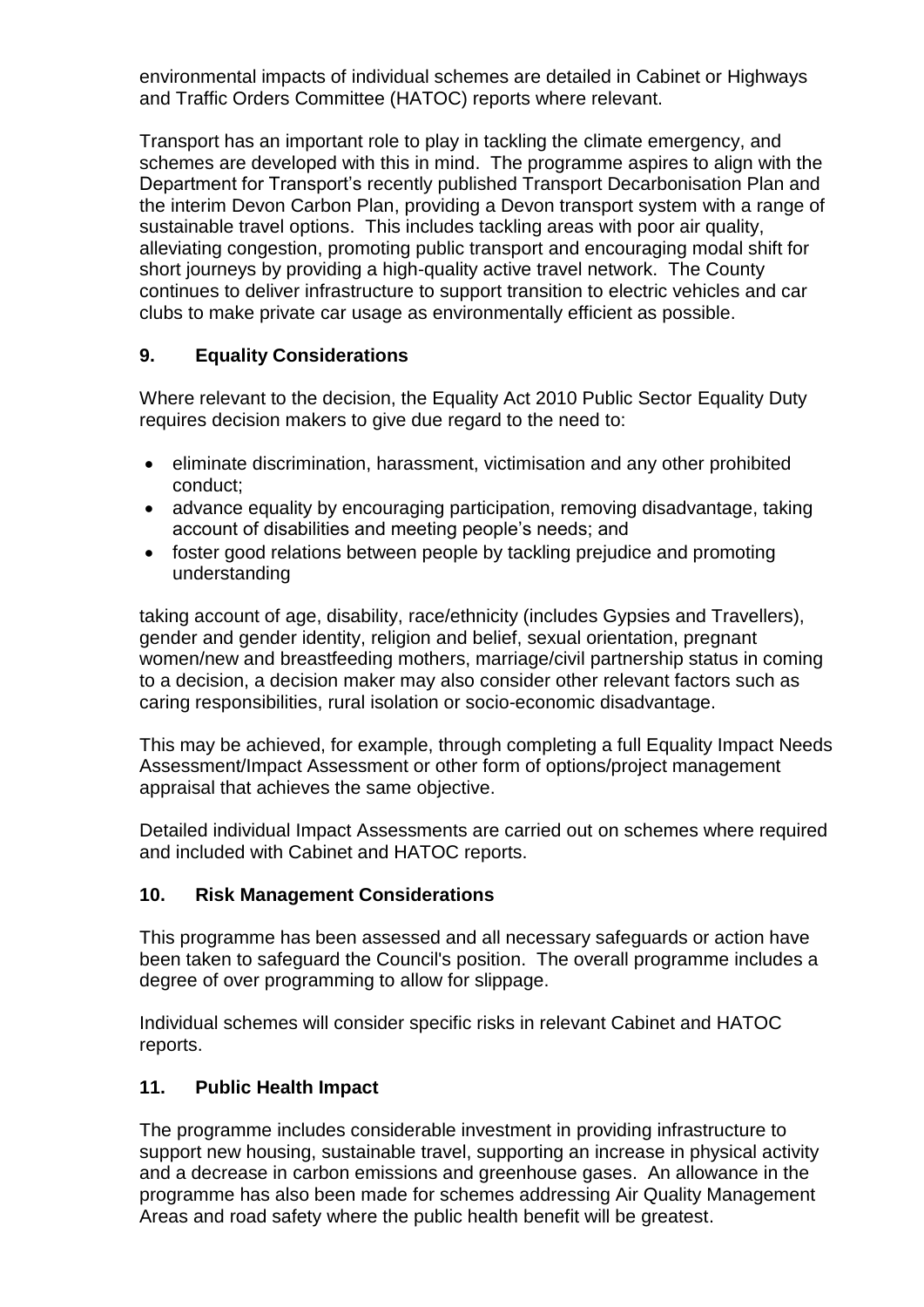environmental impacts of individual schemes are detailed in Cabinet or Highways and Traffic Orders Committee (HATOC) reports where relevant.

Transport has an important role to play in tackling the climate emergency, and schemes are developed with this in mind. The programme aspires to align with the Department for Transport's recently published Transport Decarbonisation Plan and the interim Devon Carbon Plan, providing a Devon transport system with a range of sustainable travel options. This includes tackling areas with poor air quality, alleviating congestion, promoting public transport and encouraging modal shift for short journeys by providing a high-quality active travel network. The County continues to deliver infrastructure to support transition to electric vehicles and car clubs to make private car usage as environmentally efficient as possible.

## 9. Equality Considerations

Where relevant to the decision, the Equality Act 2010 Public Sector Equality Duty requires decision makers to give due regard to the need to:

- eliminate discrimination, harassment, victimisation and any other prohibited conduct;
- advance equality by encouraging participation, removing disadvantage, taking account of disabilities and meeting people's needs; and
- foster good relations between people by tackling prejudice and promoting understanding

taking account of age, disability, race/ethnicity (includes Gypsies and Travellers), gender and gender identity, religion and belief, sexual orientation, pregnant women/new and breastfeeding mothers, marriage/civil partnership status in coming to a decision, a decision maker may also consider other relevant factors such as caring responsibilities, rural isolation or socio-economic disadvantage.

This may be achieved, for example, through completing a full Equality Impact Needs Assessment/Impact Assessment or other form of options/project management appraisal that achieves the same objective.

Detailed individual Impact Assessments are carried out on schemes where required and included with Cabinet and HATOC reports.

## 10. Risk Management Considerations

This programme has been assessed and all necessary safeguards or action have been taken to safeguard the Council's position. The overall programme includes a degree of over programming to allow for slippage.

Individual schemes will consider specific risks in relevant Cabinet and HATOC reports.

## 11. Public Health Impact

The programme includes considerable investment in providing infrastructure to support new housing, sustainable travel, supporting an increase in physical activity and a decrease in carbon emissions and greenhouse gases. An allowance in the programme has also been made for schemes addressing Air Quality Management Areas and road safety where the public health benefit will be greatest.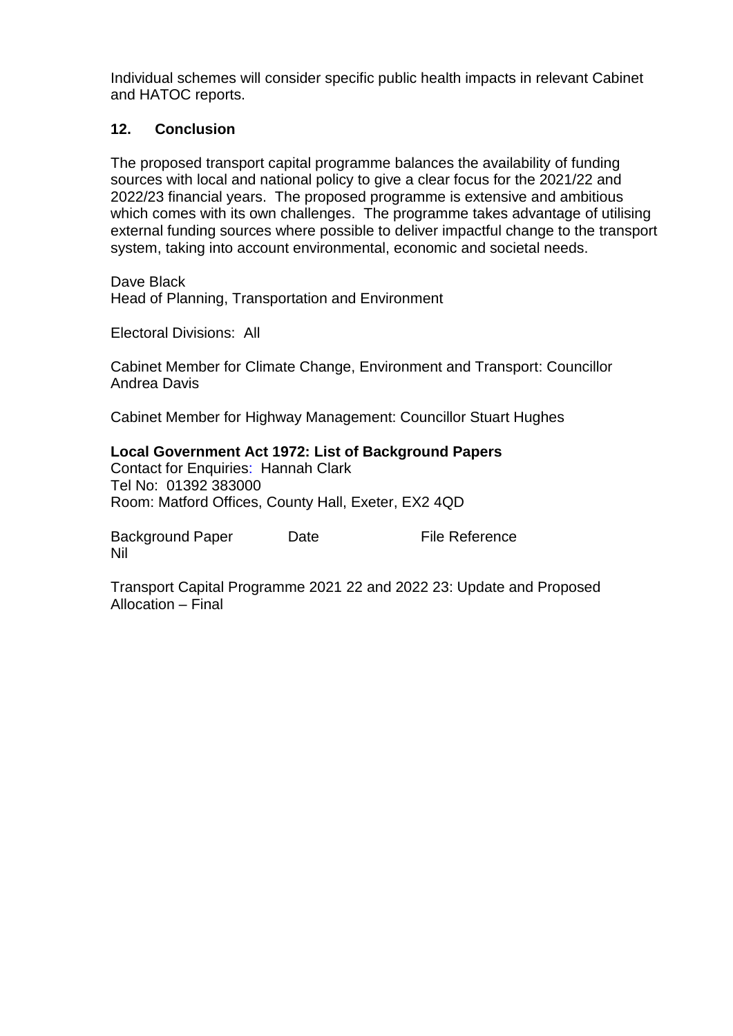Individual schemes will consider specific public health impacts in relevant Cabinet and HATOC reports.

## 12. Conclusion

The proposed transport capital programme balances the availability of funding sources with local and national policy to give a clear focus for the 2021/22 and 2022/23 financial years. The proposed programme is extensive and ambitious which comes with its own challenges. The programme takes advantage of utilising external funding sources where possible to deliver impactful change to the transport system, taking into account environmental, economic and societal needs.

Dave Black
Head of Planning, Transportation and Environment

Electoral Divisions: All

Cabinet Member for Climate Change, Environment and Transport: Councillor Andrea Davis

Cabinet Member for Highway Management: Councillor Stuart Hughes

**Local Government Act 1972: List of Background Papers**
Contact for Enquiries: Hannah Clark
Tel No: 01392 383000
Room: Matford Offices, County Hall, Exeter, EX2 4QD

| Background Paper | Date | File Reference |
|---|---|---|
| Nil | | |

Transport Capital Programme 2021 22 and 2022 23: Update and Proposed Allocation – Final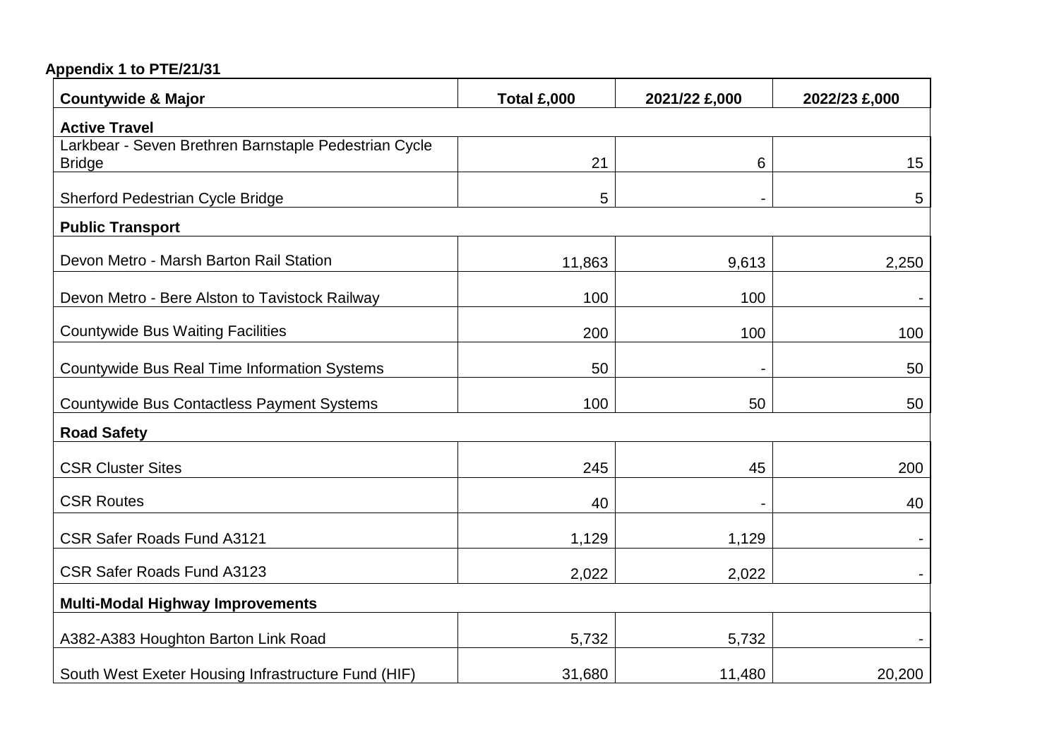**Appendix 1 to PTE/21/31**

| Countywide & Major | Total £,000 | 2021/22 £,000 | 2022/23 £,000 |
|---|---|---|---|
| **Active Travel** | | | |
| Larkbear - Seven Brethren Barnstaple Pedestrian Cycle Bridge | 21 | 6 | 15 |
| Sherford Pedestrian Cycle Bridge | 5 | - | 5 |
| **Public Transport** | | | |
| Devon Metro - Marsh Barton Rail Station | 11,863 | 9,613 | 2,250 |
| Devon Metro - Bere Alston to Tavistock Railway | 100 | 100 | - |
| Countywide Bus Waiting Facilities | 200 | 100 | 100 |
| Countywide Bus Real Time Information Systems | 50 | - | 50 |
| Countywide Bus Contactless Payment Systems | 100 | 50 | 50 |
| **Road Safety** | | | |
| CSR Cluster Sites | 245 | 45 | 200 |
| CSR Routes | 40 | - | 40 |
| CSR Safer Roads Fund A3121 | 1,129 | 1,129 | - |
| CSR Safer Roads Fund A3123 | 2,022 | 2,022 | - |
| **Multi-Modal Highway Improvements** | | | |
| A382-A383 Houghton Barton Link Road | 5,732 | 5,732 | - |
| South West Exeter Housing Infrastructure Fund (HIF) | 31,680 | 11,480 | 20,200 |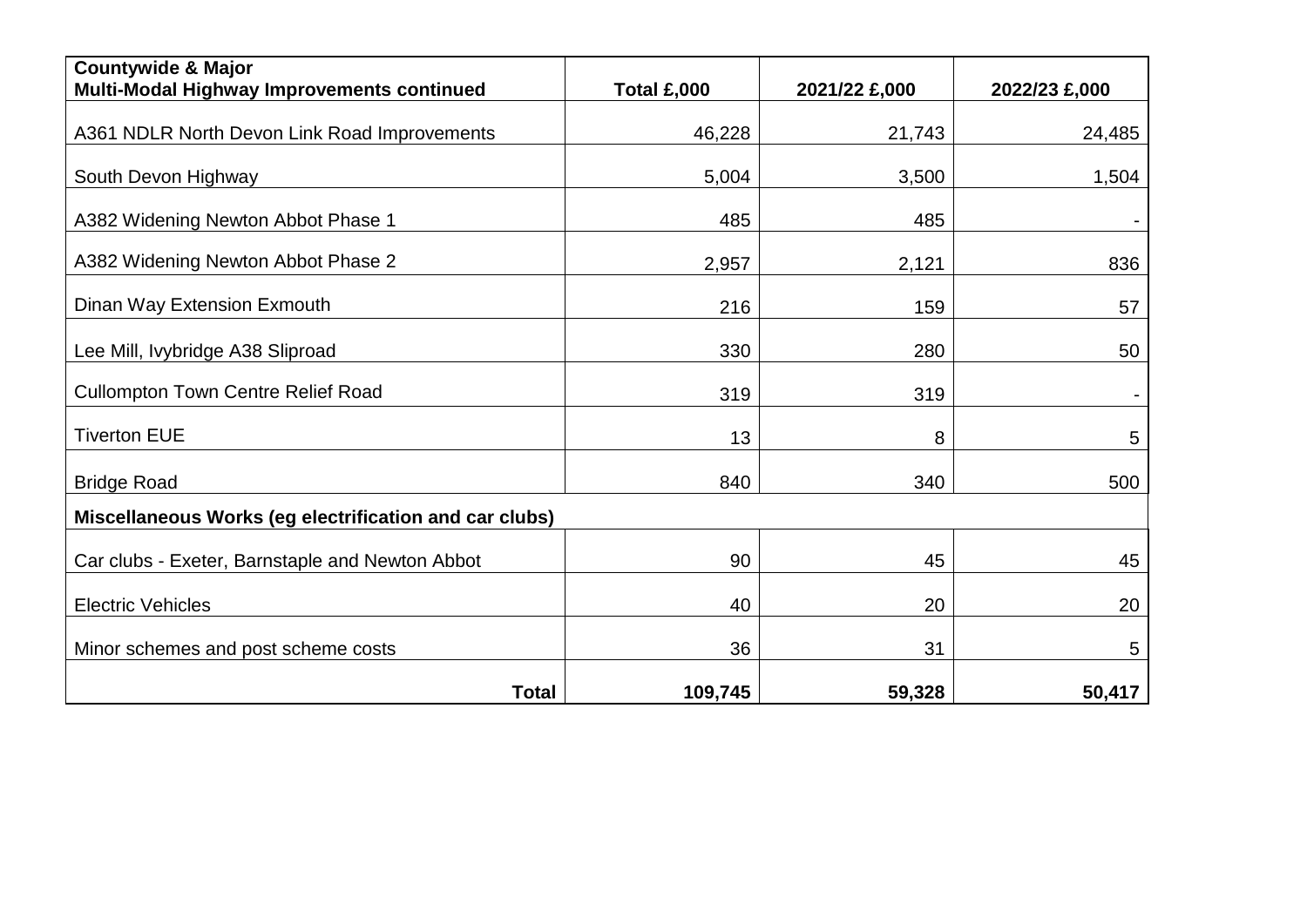| Countywide & Major Multi-Modal Highway Improvements continued | Total £,000 | 2021/22 £,000 | 2022/23 £,000 |
|---|---|---|---|
| A361 NDLR North Devon Link Road Improvements | 46,228 | 21,743 | 24,485 |
| South Devon Highway | 5,004 | 3,500 | 1,504 |
| A382 Widening Newton Abbot Phase 1 | 485 | 485 | - |
| A382 Widening Newton Abbot Phase 2 | 2,957 | 2,121 | 836 |
| Dinan Way Extension Exmouth | 216 | 159 | 57 |
| Lee Mill, Ivybridge A38 Sliproad | 330 | 280 | 50 |
| Cullompton Town Centre Relief Road | 319 | 319 | - |
| Tiverton EUE | 13 | 8 | 5 |
| Bridge Road | 840 | 340 | 500 |
| **Miscellaneous Works (eg electrification and car clubs)** | | | |
| Car clubs - Exeter, Barnstaple and Newton Abbot | 90 | 45 | 45 |
| Electric Vehicles | 40 | 20 | 20 |
| Minor schemes and post scheme costs | 36 | 31 | 5 |
| **Total** | **109,745** | **59,328** | **50,417** |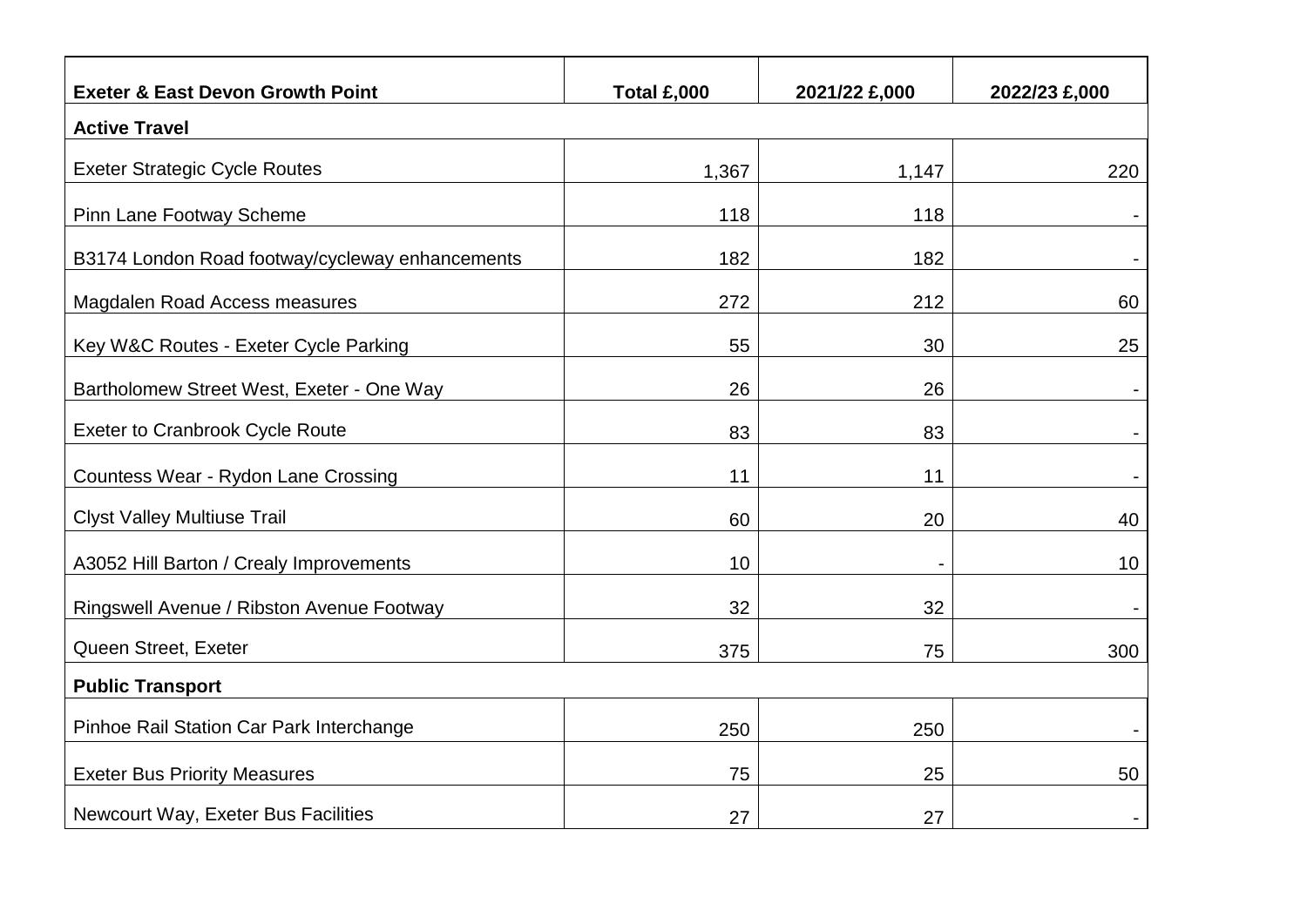| Exeter & East Devon Growth Point | Total £,000 | 2021/22 £,000 | 2022/23 £,000 |
| --- | --- | --- | --- |
| **Active Travel** | | | |
| Exeter Strategic Cycle Routes | 1,367 | 1,147 | 220 |
| Pinn Lane Footway Scheme | 118 | 118 | - |
| B3174 London Road footway/cycleway enhancements | 182 | 182 | - |
| Magdalen Road Access measures | 272 | 212 | 60 |
| Key W&C Routes - Exeter Cycle Parking | 55 | 30 | 25 |
| Bartholomew Street West, Exeter - One Way | 26 | 26 | - |
| Exeter to Cranbrook Cycle Route | 83 | 83 | - |
| Countess Wear - Rydon Lane Crossing | 11 | 11 | - |
| Clyst Valley Multiuse Trail | 60 | 20 | 40 |
| A3052 Hill Barton / Crealy Improvements | 10 | - | 10 |
| Ringswell Avenue / Ribston Avenue Footway | 32 | 32 | - |
| Queen Street, Exeter | 375 | 75 | 300 |
| **Public Transport** | | | |
| Pinhoe Rail Station Car Park Interchange | 250 | 250 | - |
| Exeter Bus Priority Measures | 75 | 25 | 50 |
| Newcourt Way, Exeter Bus Facilities | 27 | 27 | - |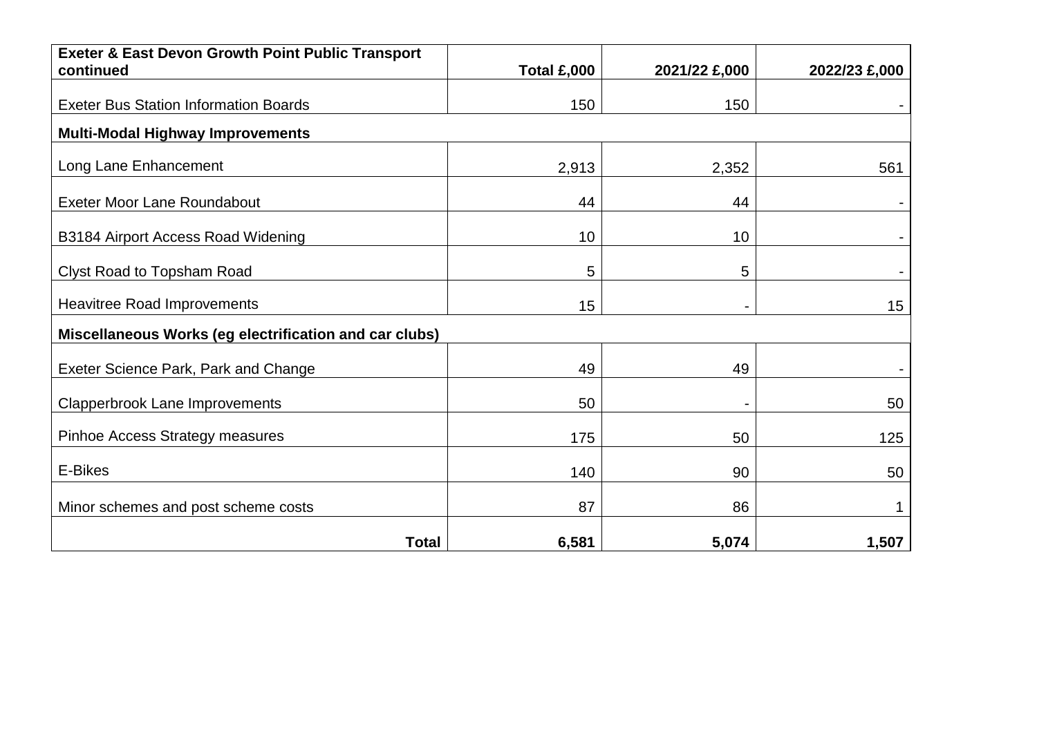| Exeter & East Devon Growth Point Public Transport continued | Total £,000 | 2021/22 £,000 | 2022/23 £,000 |
|---|---:|---:|---:|
| Exeter Bus Station Information Boards | 150 | 150 | - |
| **Multi-Modal Highway Improvements** | | | |
| Long Lane Enhancement | 2,913 | 2,352 | 561 |
| Exeter Moor Lane Roundabout | 44 | 44 | - |
| B3184 Airport Access Road Widening | 10 | 10 | - |
| Clyst Road to Topsham Road | 5 | 5 | - |
| Heavitree Road Improvements | 15 | - | 15 |
| **Miscellaneous Works (eg electrification and car clubs)** | | | |
| Exeter Science Park, Park and Change | 49 | 49 | - |
| Clapperbrook Lane Improvements | 50 | - | 50 |
| Pinhoe Access Strategy measures | 175 | 50 | 125 |
| E-Bikes | 140 | 90 | 50 |
| Minor schemes and post scheme costs | 87 | 86 | 1 |
| **Total** | **6,581** | **5,074** | **1,507** |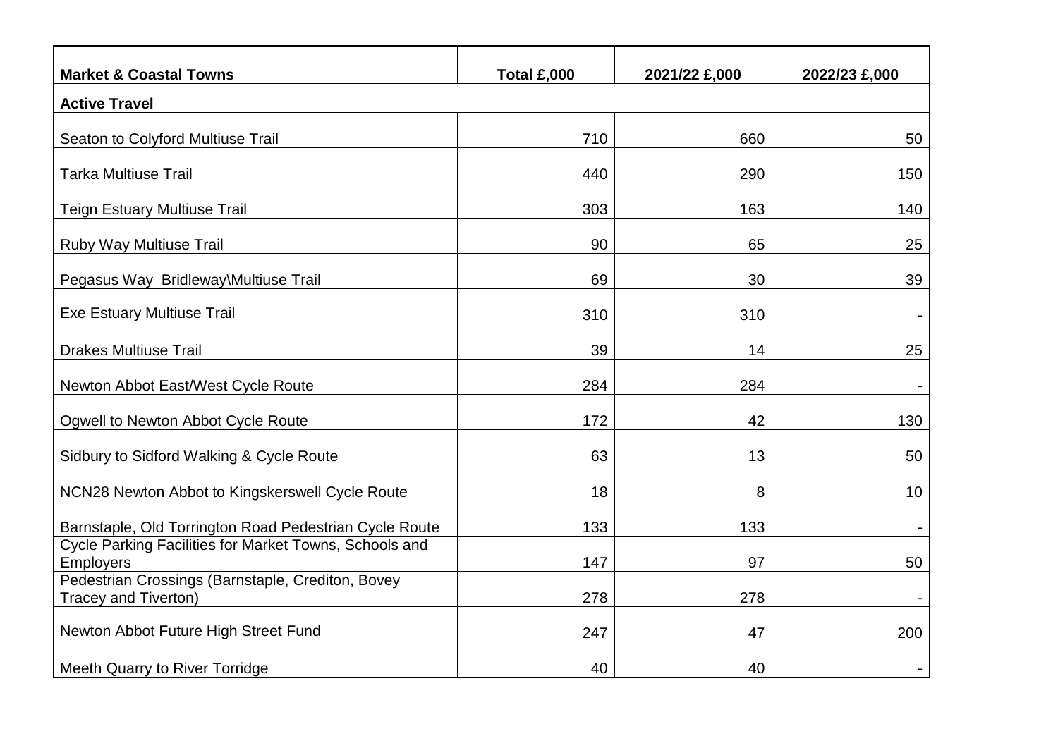| Market & Coastal Towns | Total £,000 | 2021/22 £,000 | 2022/23 £,000 |
|---|---|---|---|
| **Active Travel** | | | |
| Seaton to Colyford Multiuse Trail | 710 | 660 | 50 |
| Tarka Multiuse Trail | 440 | 290 | 150 |
| Teign Estuary Multiuse Trail | 303 | 163 | 140 |
| Ruby Way Multiuse Trail | 90 | 65 | 25 |
| Pegasus Way Bridleway\Multiuse Trail | 69 | 30 | 39 |
| Exe Estuary Multiuse Trail | 310 | 310 | - |
| Drakes Multiuse Trail | 39 | 14 | 25 |
| Newton Abbot East/West Cycle Route | 284 | 284 | - |
| Ogwell to Newton Abbot Cycle Route | 172 | 42 | 130 |
| Sidbury to Sidford Walking & Cycle Route | 63 | 13 | 50 |
| NCN28 Newton Abbot to Kingskerswell Cycle Route | 18 | 8 | 10 |
| Barnstaple, Old Torrington Road Pedestrian Cycle Route | 133 | 133 | - |
| Cycle Parking Facilities for Market Towns, Schools and Employers | 147 | 97 | 50 |
| Pedestrian Crossings (Barnstaple, Crediton, Bovey Tracey and Tiverton) | 278 | 278 | - |
| Newton Abbot Future High Street Fund | 247 | 47 | 200 |
| Meeth Quarry to River Torridge | 40 | 40 | - |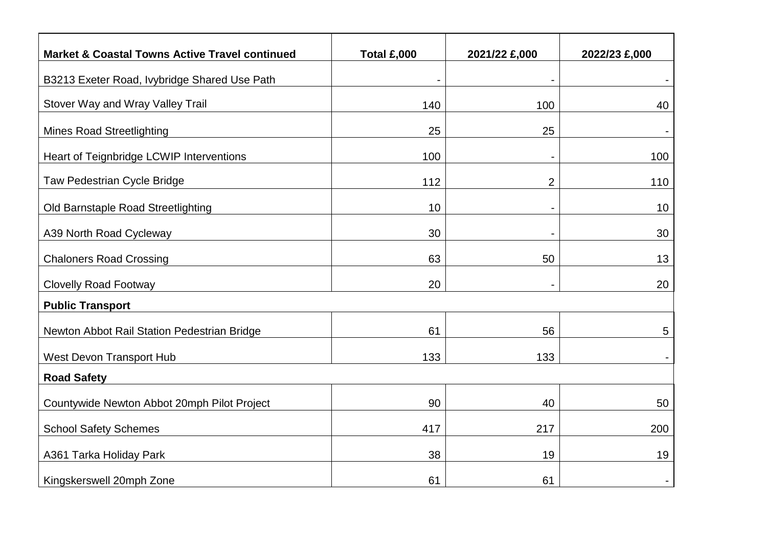| Market & Coastal Towns Active Travel continued | Total £,000 | 2021/22 £,000 | 2022/23 £,000 |
|---|---|---|---|
| B3213 Exeter Road, Ivybridge Shared Use Path | - | - | - |
| Stover Way and Wray Valley Trail | 140 | 100 | 40 |
| Mines Road Streetlighting | 25 | 25 | - |
| Heart of Teignbridge LCWIP Interventions | 100 | - | 100 |
| Taw Pedestrian Cycle Bridge | 112 | 2 | 110 |
| Old Barnstaple Road Streetlighting | 10 | - | 10 |
| A39 North Road Cycleway | 30 | - | 30 |
| Chaloners Road Crossing | 63 | 50 | 13 |
| Clovelly Road Footway | 20 | - | 20 |
| **Public Transport** | | | |
| Newton Abbot Rail Station Pedestrian Bridge | 61 | 56 | 5 |
| West Devon Transport Hub | 133 | 133 | - |
| **Road Safety** | | | |
| Countywide Newton Abbot 20mph Pilot Project | 90 | 40 | 50 |
| School Safety Schemes | 417 | 217 | 200 |
| A361 Tarka Holiday Park | 38 | 19 | 19 |
| Kingskerswell 20mph Zone | 61 | 61 | - |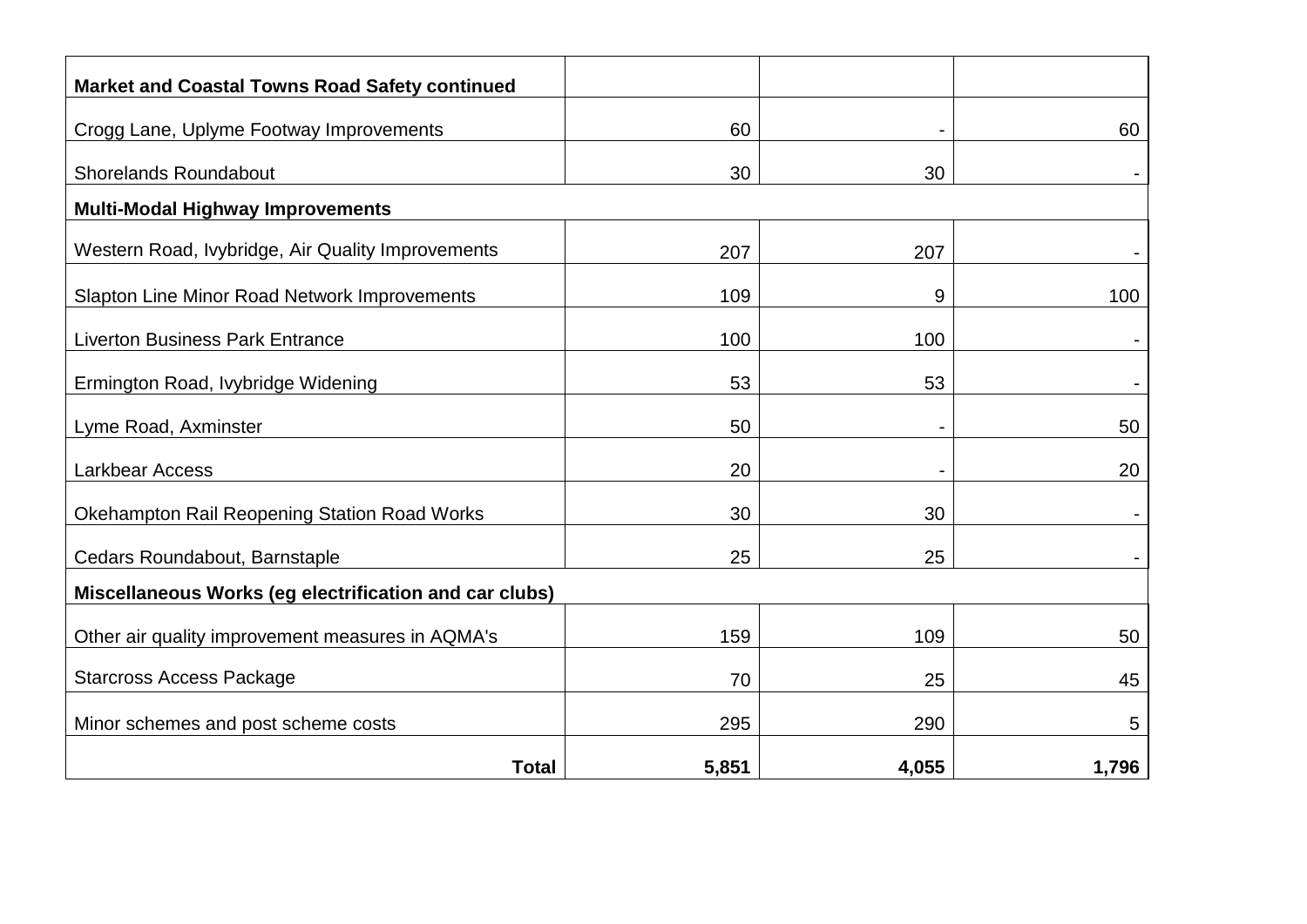| **Market and Coastal Towns Road Safety continued** | | | |
|---|---|---|---|
| Crogg Lane, Uplyme Footway Improvements | 60 | - | 60 |
| Shorelands Roundabout | 30 | 30 | - |
| **Multi-Modal Highway Improvements** | | | |
| Western Road, Ivybridge, Air Quality Improvements | 207 | 207 | - |
| Slapton Line Minor Road Network Improvements | 109 | 9 | 100 |
| Liverton Business Park Entrance | 100 | 100 | - |
| Ermington Road, Ivybridge Widening | 53 | 53 | - |
| Lyme Road, Axminster | 50 | - | 50 |
| Larkbear Access | 20 | - | 20 |
| Okehampton Rail Reopening Station Road Works | 30 | 30 | - |
| Cedars Roundabout, Barnstaple | 25 | 25 | - |
| **Miscellaneous Works (eg electrification and car clubs)** | | | |
| Other air quality improvement measures in AQMA's | 159 | 109 | 50 |
| Starcross Access Package | 70 | 25 | 45 |
| Minor schemes and post scheme costs | 295 | 290 | 5 |
| **Total** | **5,851** | **4,055** | **1,796** |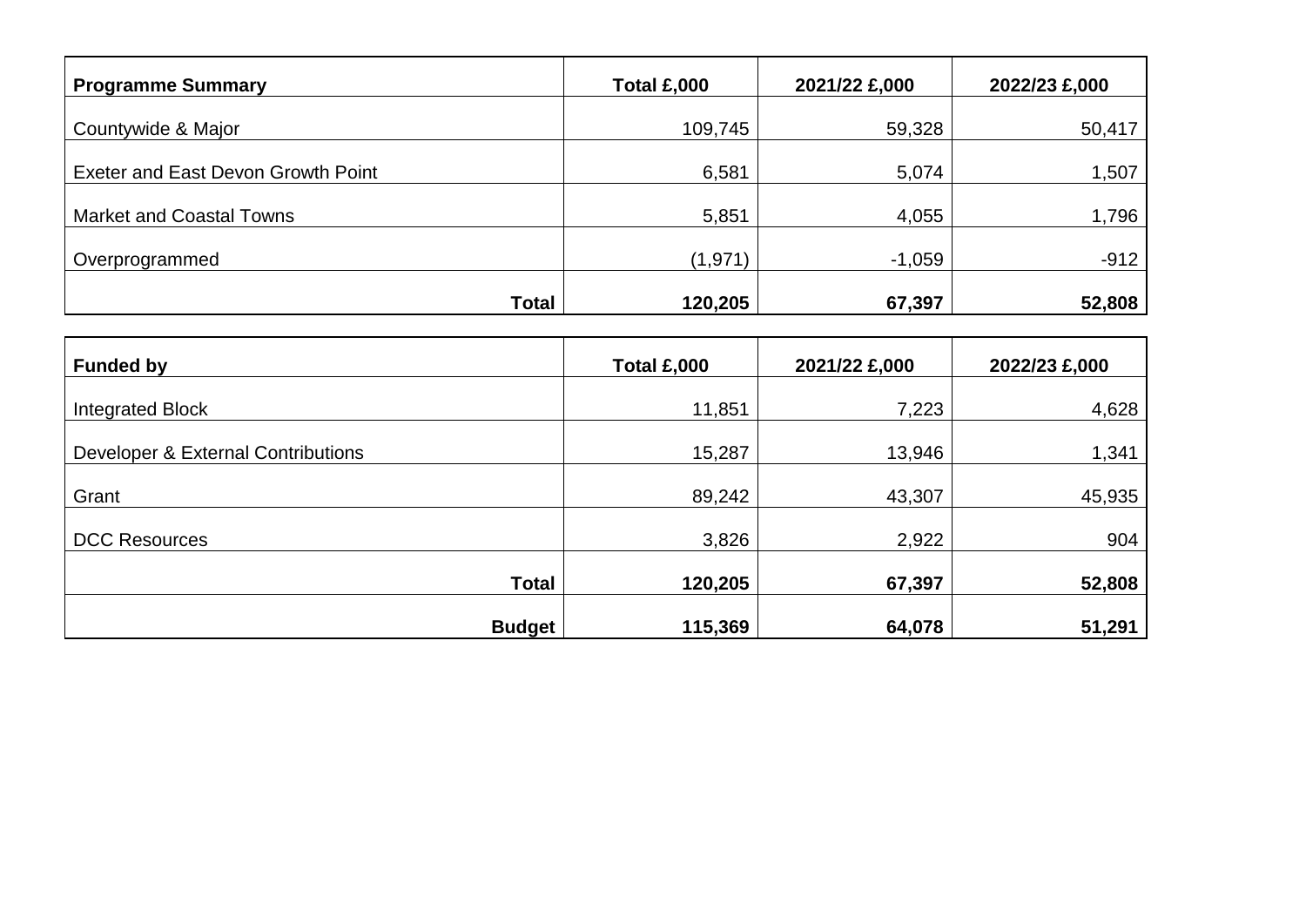| Programme Summary | Total £,000 | 2021/22 £,000 | 2022/23 £,000 |
|---|---|---|---|
| Countywide & Major | 109,745 | 59,328 | 50,417 |
| Exeter and East Devon Growth Point | 6,581 | 5,074 | 1,507 |
| Market and Coastal Towns | 5,851 | 4,055 | 1,796 |
| Overprogrammed | (1,971) | -1,059 | -912 |
| **Total** | **120,205** | **67,397** | **52,808** |

| Funded by | Total £,000 | 2021/22 £,000 | 2022/23 £,000 |
|---|---|---|---|
| Integrated Block | 11,851 | 7,223 | 4,628 |
| Developer & External Contributions | 15,287 | 13,946 | 1,341 |
| Grant | 89,242 | 43,307 | 45,935 |
| DCC Resources | 3,826 | 2,922 | 904 |
| **Total** | **120,205** | **67,397** | **52,808** |
| **Budget** | **115,369** | **64,078** | **51,291** |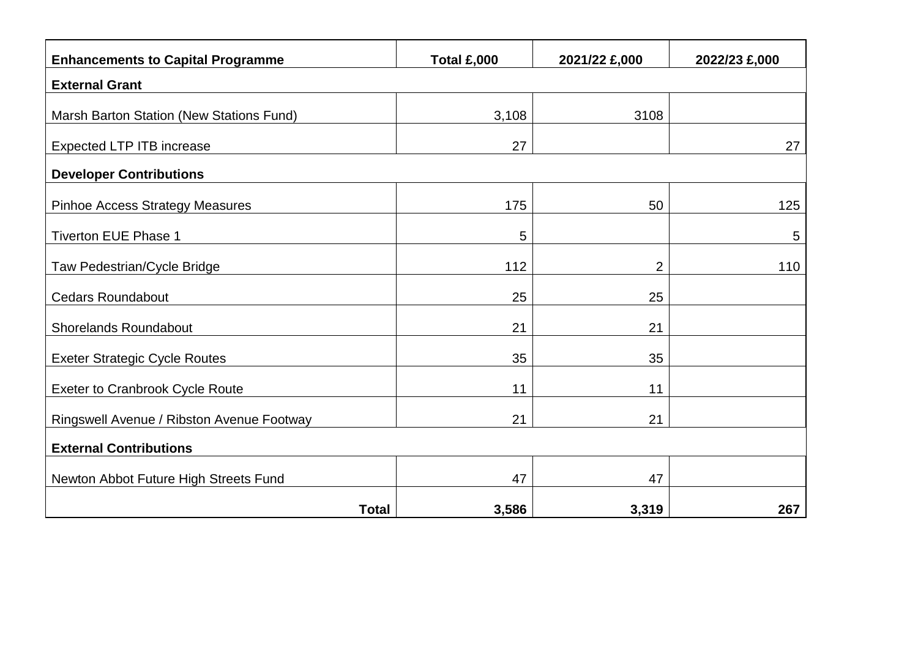| Enhancements to Capital Programme | Total £,000 | 2021/22 £,000 | 2022/23 £,000 |
|---|---|---|---|
| **External Grant** | | | |
| Marsh Barton Station (New Stations Fund) | 3,108 | 3108 | |
| Expected LTP ITB increase | 27 | | 27 |
| **Developer Contributions** | | | |
| Pinhoe Access Strategy Measures | 175 | 50 | 125 |
| Tiverton EUE Phase 1 | 5 | | 5 |
| Taw Pedestrian/Cycle Bridge | 112 | 2 | 110 |
| Cedars Roundabout | 25 | 25 | |
| Shorelands Roundabout | 21 | 21 | |
| Exeter Strategic Cycle Routes | 35 | 35 | |
| Exeter to Cranbrook Cycle Route | 11 | 11 | |
| Ringswell Avenue / Ribston Avenue Footway | 21 | 21 | |
| **External Contributions** | | | |
| Newton Abbot Future High Streets Fund | 47 | 47 | |
| **Total** | **3,586** | **3,319** | **267** |